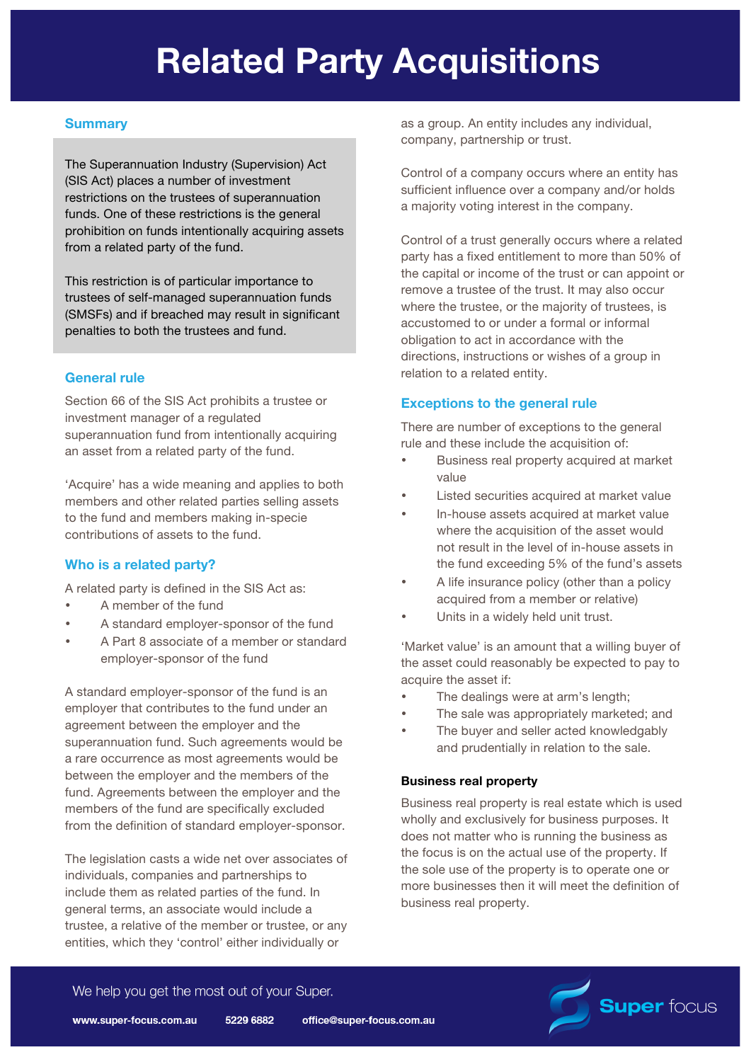# Related Party Acquisitions

## Summary

The Superannuation Industry (Supervision) Act (SIS Act) places a number of investment restrictions on the trustees of superannuation funds. One of these restrictions is the general prohibition on funds intentionally acquiring assets from a related party of the fund.

This restriction is of particular importance to trustees of self-managed superannuation funds (SMSFs) and if breached may result in significant penalties to both the trustees and fund.

## General rule

Section 66 of the SIS Act prohibits a trustee or investment manager of a regulated superannuation fund from intentionally acquiring an asset from a related party of the fund.

'Acquire' has a wide meaning and applies to both members and other related parties selling assets to the fund and members making in-specie contributions of assets to the fund.

## Who is a related party?

A related party is defined in the SIS Act as:

- A member of the fund
- A standard employer-sponsor of the fund
- A Part 8 associate of a member or standard employer-sponsor of the fund

A standard employer-sponsor of the fund is an employer that contributes to the fund under an agreement between the employer and the superannuation fund. Such agreements would be a rare occurrence as most agreements would be between the employer and the members of the fund. Agreements between the employer and the members of the fund are specifically excluded from the definition of standard employer-sponsor.

The legislation casts a wide net over associates of individuals, companies and partnerships to include them as related parties of the fund. In general terms, an associate would include a trustee, a relative of the member or trustee, or any entities, which they 'control' either individually or as a group. An entity includes any individual, company, partnership or trust.

Control of a company occurs where an entity has sufficient influence over a company and/or holds a majority voting interest in the company.

Control of a trust generally occurs where a related party has a fixed entitlement to more than 50% of the capital or income of the trust or can appoint or remove a trustee of the trust. It may also occur where the trustee, or the majority of trustees, is accustomed to or under a formal or informal obligation to act in accordance with the directions, instructions or wishes of a group in relation to a related entity.

## Exceptions to the general rule

There are number of exceptions to the general rule and these include the acquisition of:

- Business real property acquired at market value
- Listed securities acquired at market value
- In-house assets acquired at market value where the acquisition of the asset would not result in the level of in-house assets in the fund exceeding 5% of the fund's assets
- A life insurance policy (other than a policy acquired from a member or relative)
- Units in a widely held unit trust.

'Market value' is an amount that a willing buyer of the asset could reasonably be expected to pay to acquire the asset if:

- The dealings were at arm's length;
- The sale was appropriately marketed; and
- The buyer and seller acted knowledgably and prudentially in relation to the sale.

### Business real property

Business real property is real estate which is used wholly and exclusively for business purposes. It does not matter who is running the business as the focus is on the actual use of the property. If the sole use of the property is to operate one or more businesses then it will meet the definition of business real property.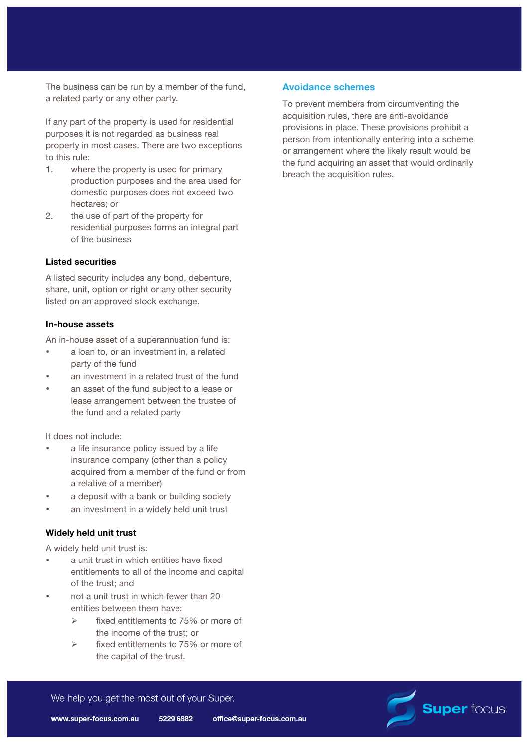The business can be run by a member of the fund, a related party or any other party.

If any part of the property is used for residential purposes it is not regarded as business real property in most cases. There are two exceptions to this rule:

1. where the property is used for primary production purposes and the area used for domestic purposes does not exceed two hectares; or
2. the use of part of the property for residential purposes forms an integral part of the business

### Listed securities

A listed security includes any bond, debenture, share, unit, option or right or any other security listed on an approved stock exchange.

### In-house assets

An in-house asset of a superannuation fund is:

- a loan to, or an investment in, a related party of the fund
- an investment in a related trust of the fund
- an asset of the fund subject to a lease or lease arrangement between the trustee of the fund and a related party

It does not include:

- a life insurance policy issued by a life insurance company (other than a policy acquired from a member of the fund or from a relative of a member)
- a deposit with a bank or building society
- an investment in a widely held unit trust

### Widely held unit trust

A widely held unit trust is:

- a unit trust in which entities have fixed entitlements to all of the income and capital of the trust; and
- not a unit trust in which fewer than 20 entities between them have:
  - fixed entitlements to 75% or more of the income of the trust; or
  - fixed entitlements to 75% or more of the capital of the trust.

## Avoidance schemes

To prevent members from circumventing the acquisition rules, there are anti-avoidance provisions in place. These provisions prohibit a person from intentionally entering into a scheme or arrangement where the likely result would be the fund acquiring an asset that would ordinarily breach the acquisition rules.

We help you get the most out of your Super.

**www.super-focus.com.au** **5229 6882** **office@super-focus.com.au**

Super focus